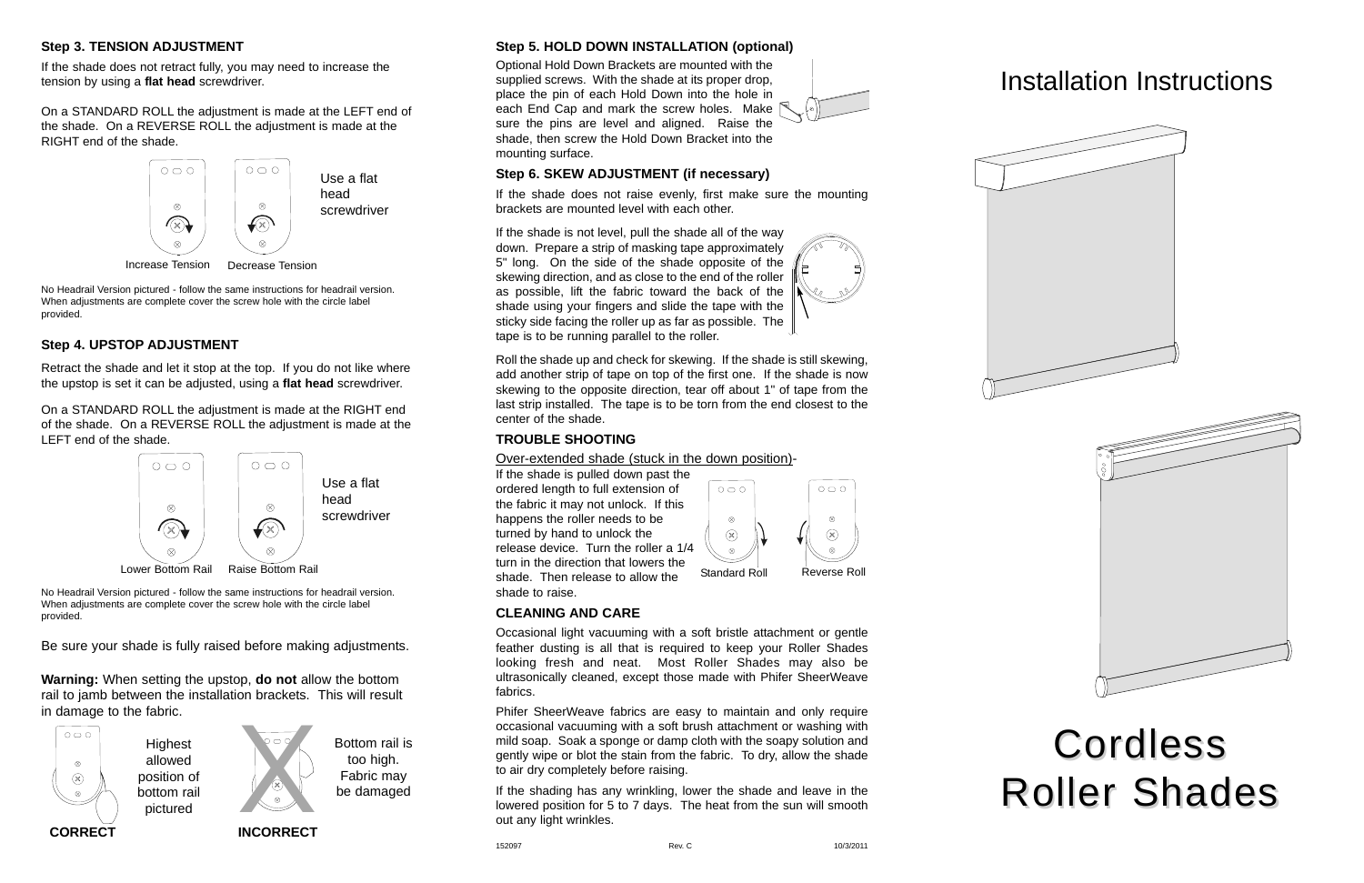## Step 3. TENSION ADJUSTMENT

If the shade does not retract fully, you may need to increase the tension by using a **flat head** screwdriver.

On a STANDARD ROLL the adjustment is made at the LEFT end of the shade. On a REVERSE ROLL the adjustment is made at the RIGHT end of the shade.

Use a flat head screwdriver

Increase Tension Decrease Tension

No Headrail Version pictured - follow the same instructions for headrail version. When adjustments are complete cover the screw hole with the circle label provided.

## Step 4. UPSTOP ADJUSTMENT

Retract the shade and let it stop at the top. If you do not like where the upstop is set it can be adjusted, using a **flat head** screwdriver.

On a STANDARD ROLL the adjustment is made at the RIGHT end of the shade. On a REVERSE ROLL the adjustment is made at the LEFT end of the shade.

Use a flat head screwdriver

Lower Bottom Rail Raise Bottom Rail

No Headrail Version pictured - follow the same instructions for headrail version. When adjustments are complete cover the screw hole with the circle label provided.

Be sure your shade is fully raised before making adjustments.

**Warning:** When setting the upstop, **do not** allow the bottom rail to jamb between the installation brackets. This will result in damage to the fabric.

Highest allowed position of bottom rail pictured

**CORRECT**

Bottom rail is too high. Fabric may be damaged

**INCORRECT**

## Step 5. HOLD DOWN INSTALLATION (optional)

Optional Hold Down Brackets are mounted with the supplied screws. With the shade at its proper drop, place the pin of each Hold Down into the hole in each End Cap and mark the screw holes. Make sure the pins are level and aligned. Raise the shade, then screw the Hold Down Bracket into the mounting surface.

## Step 6. SKEW ADJUSTMENT (if necessary)

If the shade does not raise evenly, first make sure the mounting brackets are mounted level with each other.

If the shade is not level, pull the shade all of the way down. Prepare a strip of masking tape approximately 5" long. On the side of the shade opposite of the skewing direction, and as close to the end of the roller as possible, lift the fabric toward the back of the shade using your fingers and slide the tape with the sticky side facing the roller up as far as possible. The tape is to be running parallel to the roller.

Roll the shade up and check for skewing. If the shade is still skewing, add another strip of tape on top of the first one. If the shade is now skewing to the opposite direction, tear off about 1" of tape from the last strip installed. The tape is to be torn from the end closest to the center of the shade.

## TROUBLE SHOOTING

Over-extended shade (stuck in the down position)-

If the shade is pulled down past the ordered length to full extension of the fabric it may not unlock. If this happens the roller needs to be turned by hand to unlock the release device. Turn the roller a 1/4 turn in the direction that lowers the shade. Then release to allow the shade to raise.

Standard Roll Reverse Roll

## CLEANING AND CARE

Occasional light vacuuming with a soft bristle attachment or gentle feather dusting is all that is required to keep your Roller Shades looking fresh and neat. Most Roller Shades may also be ultrasonically cleaned, except those made with Phifer SheerWeave fabrics.

Phifer SheerWeave fabrics are easy to maintain and only require occasional vacuuming with a soft brush attachment or washing with mild soap. Soak a sponge or damp cloth with the soapy solution and gently wipe or blot the stain from the fabric. To dry, allow the shade to air dry completely before raising.

If the shading has any wrinkling, lower the shade and leave in the lowered position for 5 to 7 days. The heat from the sun will smooth out any light wrinkles.

152097 Rev. C 10/3/2011

# Installation Instructions

# Cordless Roller Shades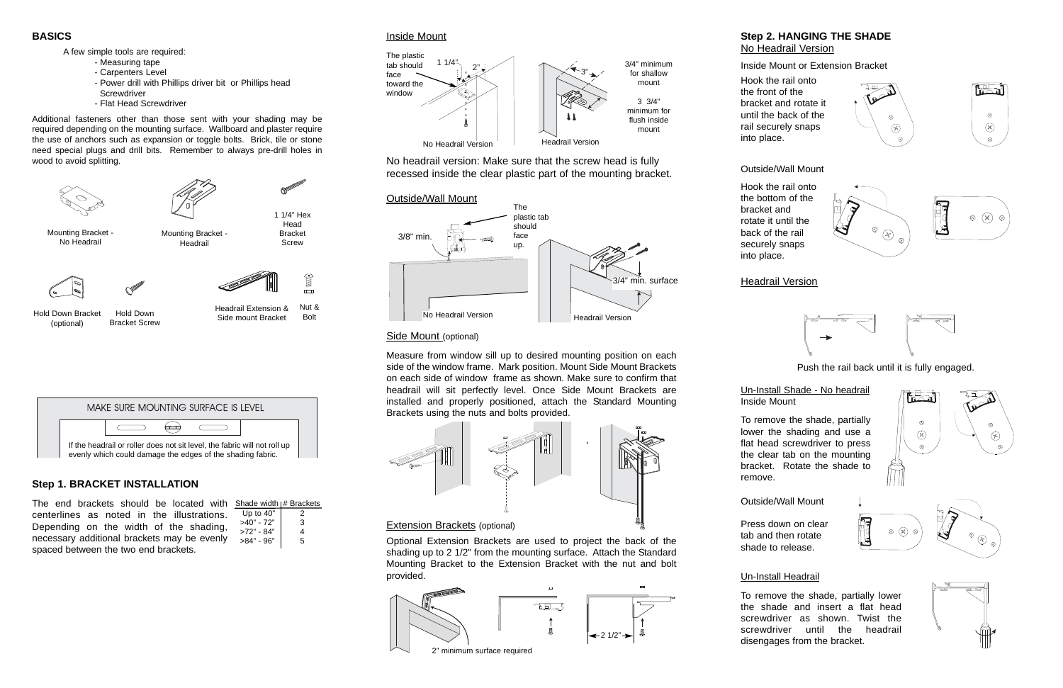## BASICS

A few simple tools are required:

- Measuring tape
- Carpenters Level
- Power drill with Phillips driver bit or Phillips head Screwdriver
- Flat Head Screwdriver

Additional fasteners other than those sent with your shading may be required depending on the mounting surface. Wallboard and plaster require the use of anchors such as expansion or toggle bolts. Brick, tile or stone need special plugs and drill bits. Remember to always pre-drill holes in wood to avoid splitting.

Mounting Bracket - No Headrail

Mounting Bracket - Headrail

1 1/4" Hex Head Bracket Screw

Hold Down Bracket (optional)

Hold Down Bracket Screw

Headrail Extension & Side mount Bracket

Nut & Bolt

MAKE SURE MOUNTING SURFACE IS LEVEL

If the headrail or roller does not sit level, the fabric will not roll up evenly which could damage the edges of the shading fabric.

## Step 1. BRACKET INSTALLATION

The end brackets should be located with centerlines as noted in the illustrations. Depending on the width of the shading, necessary additional brackets may be evenly spaced between the two end brackets.

| Shade width | # Brackets |
|---|---|
| Up to 40" | 2 |
| >40" - 72" | 3 |
| >72" - 84" | 4 |
| >84" - 96" | 5 |

### Inside Mount

The plastic tab should face toward the window

1 1/4"

2"

3"

3/4" minimum for shallow mount

3 3/4" minimum for flush inside mount

No Headrail Version

Headrail Version

No headrail version: Make sure that the screw head is fully recessed inside the clear plastic part of the mounting bracket.

### Outside/Wall Mount

3/8" min.

The plastic tab should face up.

3/4" min. surface

No Headrail Version

Headrail Version

### Side Mount (optional)

Measure from window sill up to desired mounting position on each side of the window frame. Mark position. Mount Side Mount Brackets on each side of window frame as shown. Make sure to confirm that headrail will sit perfectly level. Once Side Mount Brackets are installed and properly positioned, attach the Standard Mounting Brackets using the nuts and bolts provided.

### Extension Brackets (optional)

Optional Extension Brackets are used to project the back of the shading up to 2 1/2" from the mounting surface. Attach the Standard Mounting Bracket to the Extension Bracket with the nut and bolt provided.

2 1/2"

2" minimum surface required

## Step 2. HANGING THE SHADE

### No Headrail Version

Inside Mount or Extension Bracket

Hook the rail onto the front of the bracket and rotate it until the back of the rail securely snaps into place.

Outside/Wall Mount

Hook the rail onto the bottom of the bracket and rotate it until the back of the rail securely snaps into place.

### Headrail Version

Push the rail back until it is fully engaged.

### Un-Install Shade - No headrail

Inside Mount

To remove the shade, partially lower the shading and use a flat head screwdriver to press the clear tab on the mounting bracket. Rotate the shade to remove.

Outside/Wall Mount

Press down on clear tab and then rotate shade to release.

### Un-Install Headrail

To remove the shade, partially lower the shade and insert a flat head screwdriver as shown. Twist the screwdriver until the headrail disengages from the bracket.